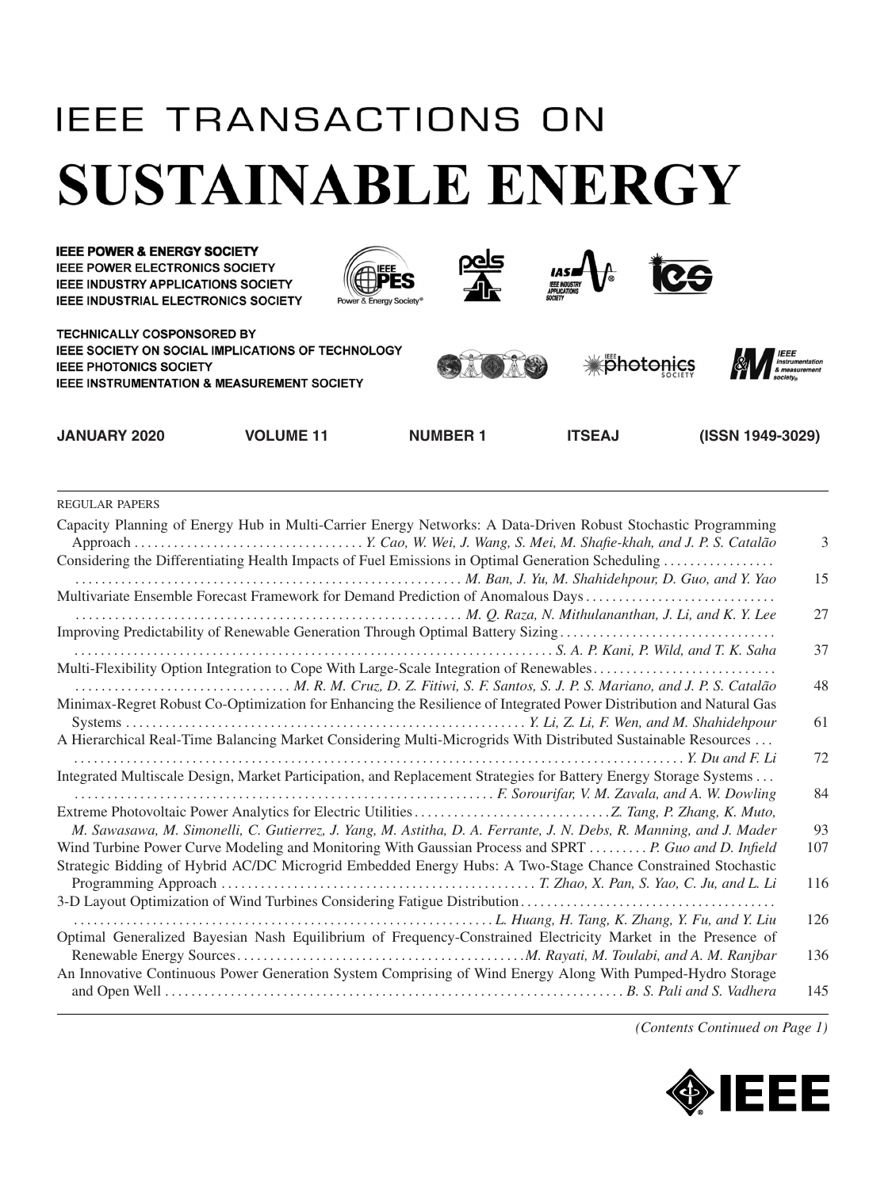# IEEE TRANSACTIONS ON

# SUSTAINABLE ENERGY

**IEEE POWER & ENERGY SOCIETY**
**IEEE POWER ELECTRONICS SOCIETY**
**IEEE INDUSTRY APPLICATIONS SOCIETY**
**IEEE INDUSTRIAL ELECTRONICS SOCIETY**

**TECHNICALLY COSPONSORED BY**
**IEEE SOCIETY ON SOCIAL IMPLICATIONS OF TECHNOLOGY**
**IEEE PHOTONICS SOCIETY**
**IEEE INSTRUMENTATION & MEASUREMENT SOCIETY**

**JANUARY 2020 VOLUME 11 NUMBER 1 ITSEAJ (ISSN 1949-3029)**

REGULAR PAPERS

| | |
|---|---|
| Capacity Planning of Energy Hub in Multi-Carrier Energy Networks: A Data-Driven Robust Stochastic Programming Approach . . . . . *Y. Cao, W. Wei, J. Wang, S. Mei, M. Shafie-khah, and J. P. S. Catalão* | 3 |
| Considering the Differentiating Health Impacts of Fuel Emissions in Optimal Generation Scheduling . . . . . *M. Ban, J. Yu, M. Shahidehpour, D. Guo, and Y. Yao* | 15 |
| Multivariate Ensemble Forecast Framework for Demand Prediction of Anomalous Days . . . . . *M. Q. Raza, N. Mithulananthan, J. Li, and K. Y. Lee* | 27 |
| Improving Predictability of Renewable Generation Through Optimal Battery Sizing . . . . . *S. A. P. Kani, P. Wild, and T. K. Saha* | 37 |
| Multi-Flexibility Option Integration to Cope With Large-Scale Integration of Renewables . . . . . *M. R. M. Cruz, D. Z. Fitiwi, S. F. Santos, S. J. P. S. Mariano, and J. P. S. Catalão* | 48 |
| Minimax-Regret Robust Co-Optimization for Enhancing the Resilience of Integrated Power Distribution and Natural Gas Systems . . . . . *Y. Li, Z. Li, F. Wen, and M. Shahidehpour* | 61 |
| A Hierarchical Real-Time Balancing Market Considering Multi-Microgrids With Distributed Sustainable Resources . . . . . *Y. Du and F. Li* | 72 |
| Integrated Multiscale Design, Market Participation, and Replacement Strategies for Battery Energy Storage Systems . . . . . *F. Sorourifar, V. M. Zavala, and A. W. Dowling* | 84 |
| Extreme Photovoltaic Power Analytics for Electric Utilities . . . . . *Z. Tang, P. Zhang, K. Muto, M. Sawasawa, M. Simonelli, C. Gutierrez, J. Yang, M. Astitha, D. A. Ferrante, J. N. Debs, R. Manning, and J. Mader* | 93 |
| Wind Turbine Power Curve Modeling and Monitoring With Gaussian Process and SPRT . . . . . *P. Guo and D. Infield* | 107 |
| Strategic Bidding of Hybrid AC/DC Microgrid Embedded Energy Hubs: A Two-Stage Chance Constrained Stochastic Programming Approach . . . . . *T. Zhao, X. Pan, S. Yao, C. Ju, and L. Li* | 116 |
| 3-D Layout Optimization of Wind Turbines Considering Fatigue Distribution . . . . . *L. Huang, H. Tang, K. Zhang, Y. Fu, and Y. Liu* | 126 |
| Optimal Generalized Bayesian Nash Equilibrium of Frequency-Constrained Electricity Market in the Presence of Renewable Energy Sources . . . . . *M. Rayati, M. Toulabi, and A. M. Ranjbar* | 136 |
| An Innovative Continuous Power Generation System Comprising of Wind Energy Along With Pumped-Hydro Storage and Open Well . . . . . *B. S. Pali and S. Vadhera* | 145 |

*(Contents Continued on Page 1)*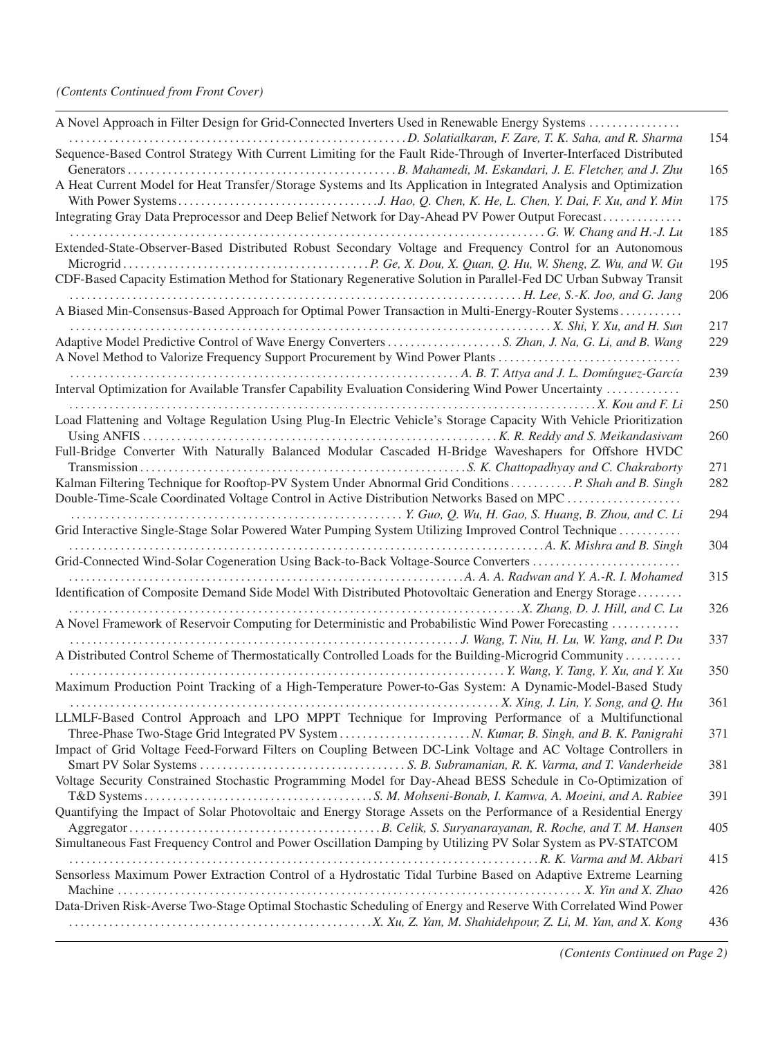*(Contents Continued from Front Cover)*

| | |
|---|---|
| A Novel Approach in Filter Design for Grid-Connected Inverters Used in Renewable Energy Systems ................ *D. Solatialkaran, F. Zare, T. K. Saha, and R. Sharma* | 154 |
| Sequence-Based Control Strategy With Current Limiting for the Fault Ride-Through of Inverter-Interfaced Distributed Generators ................ *B. Mahamedi, M. Eskandari, J. E. Fletcher, and J. Zhu* | 165 |
| A Heat Current Model for Heat Transfer/Storage Systems and Its Application in Integrated Analysis and Optimization With Power Systems ................ *J. Hao, Q. Chen, K. He, L. Chen, Y. Dai, F. Xu, and Y. Min* | 175 |
| Integrating Gray Data Preprocessor and Deep Belief Network for Day-Ahead PV Power Output Forecast ................ *G. W. Chang and H.-J. Lu* | 185 |
| Extended-State-Observer-Based Distributed Robust Secondary Voltage and Frequency Control for an Autonomous Microgrid ................ *P. Ge, X. Dou, X. Quan, Q. Hu, W. Sheng, Z. Wu, and W. Gu* | 195 |
| CDF-Based Capacity Estimation Method for Stationary Regenerative Solution in Parallel-Fed DC Urban Subway Transit ................ *H. Lee, S.-K. Joo, and G. Jang* | 206 |
| A Biased Min-Consensus-Based Approach for Optimal Power Transaction in Multi-Energy-Router Systems ................ *X. Shi, Y. Xu, and H. Sun* | 217 |
| Adaptive Model Predictive Control of Wave Energy Converters ................ *S. Zhan, J. Na, G. Li, and B. Wang* | 229 |
| A Novel Method to Valorize Frequency Support Procurement by Wind Power Plants ................ *A. B. T. Attya and J. L. Domínguez-García* | 239 |
| Interval Optimization for Available Transfer Capability Evaluation Considering Wind Power Uncertainty ................ *X. Kou and F. Li* | 250 |
| Load Flattening and Voltage Regulation Using Plug-In Electric Vehicle's Storage Capacity With Vehicle Prioritization Using ANFIS ................ *K. R. Reddy and S. Meikandasivam* | 260 |
| Full-Bridge Converter With Naturally Balanced Modular Cascaded H-Bridge Waveshapers for Offshore HVDC Transmission ................ *S. K. Chattopadhyay and C. Chakraborty* | 271 |
| Kalman Filtering Technique for Rooftop-PV System Under Abnormal Grid Conditions ................ *P. Shah and B. Singh* | 282 |
| Double-Time-Scale Coordinated Voltage Control in Active Distribution Networks Based on MPC ................ *Y. Guo, Q. Wu, H. Gao, S. Huang, B. Zhou, and C. Li* | 294 |
| Grid Interactive Single-Stage Solar Powered Water Pumping System Utilizing Improved Control Technique ................ *A. K. Mishra and B. Singh* | 304 |
| Grid-Connected Wind-Solar Cogeneration Using Back-to-Back Voltage-Source Converters ................ *A. A. A. Radwan and Y. A.-R. I. Mohamed* | 315 |
| Identification of Composite Demand Side Model With Distributed Photovoltaic Generation and Energy Storage ................ *X. Zhang, D. J. Hill, and C. Lu* | 326 |
| A Novel Framework of Reservoir Computing for Deterministic and Probabilistic Wind Power Forecasting ................ *J. Wang, T. Niu, H. Lu, W. Yang, and P. Du* | 337 |
| A Distributed Control Scheme of Thermostatically Controlled Loads for the Building-Microgrid Community ................ *Y. Wang, Y. Tang, Y. Xu, and Y. Xu* | 350 |
| Maximum Production Point Tracking of a High-Temperature Power-to-Gas System: A Dynamic-Model-Based Study ................ *X. Xing, J. Lin, Y. Song, and Q. Hu* | 361 |
| LLMLF-Based Control Approach and LPO MPPT Technique for Improving Performance of a Multifunctional Three-Phase Two-Stage Grid Integrated PV System ................ *N. Kumar, B. Singh, and B. K. Panigrahi* | 371 |
| Impact of Grid Voltage Feed-Forward Filters on Coupling Between DC-Link Voltage and AC Voltage Controllers in Smart PV Solar Systems ................ *S. B. Subramanian, R. K. Varma, and T. Vanderheide* | 381 |
| Voltage Security Constrained Stochastic Programming Model for Day-Ahead BESS Schedule in Co-Optimization of T&D Systems ................ *S. M. Mohseni-Bonab, I. Kamwa, A. Moeini, and A. Rabiee* | 391 |
| Quantifying the Impact of Solar Photovoltaic and Energy Storage Assets on the Performance of a Residential Energy Aggregator ................ *B. Celik, S. Suryanarayanan, R. Roche, and T. M. Hansen* | 405 |
| Simultaneous Fast Frequency Control and Power Oscillation Damping by Utilizing PV Solar System as PV-STATCOM ................ *R. K. Varma and M. Akbari* | 415 |
| Sensorless Maximum Power Extraction Control of a Hydrostatic Tidal Turbine Based on Adaptive Extreme Learning Machine ................ *X. Yin and X. Zhao* | 426 |
| Data-Driven Risk-Averse Two-Stage Optimal Stochastic Scheduling of Energy and Reserve With Correlated Wind Power ................ *X. Xu, Z. Yan, M. Shahidehpour, Z. Li, M. Yan, and X. Kong* | 436 |

*(Contents Continued on Page 2)*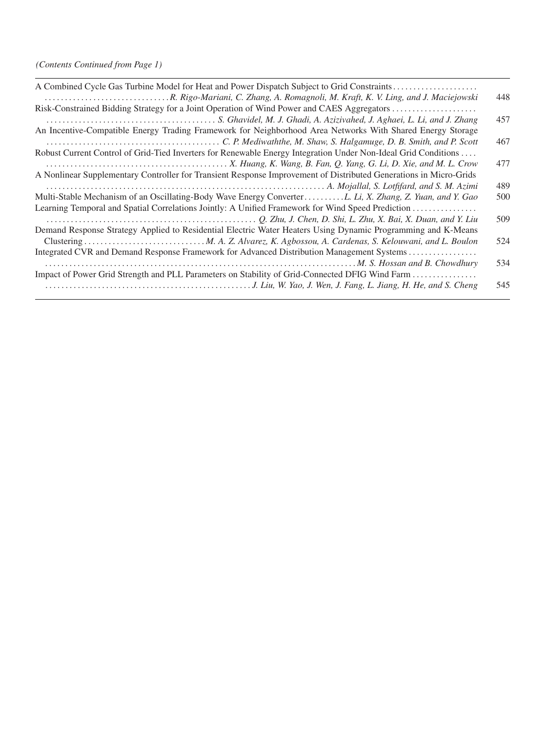*(Contents Continued from Page 1)*

| | |
|---|---|
| A Combined Cycle Gas Turbine Model for Heat and Power Dispatch Subject to Grid Constraints . . . . . . . . . . . . . . . . . . . . . . . . . . . . . . . . . . . . . . . . . . . . . . . . . . . . . *R. Rigo-Mariani, C. Zhang, A. Romagnoli, M. Kraft, K. V. Ling, and J. Maciejowski* | 448 |
| Risk-Constrained Bidding Strategy for a Joint Operation of Wind Power and CAES Aggregators . . . . . . . . . . . . . . . . . . . . . . . . . . . . . . . . . . . . . . . . . . . . . . . . . . . . . . . . . . . . . *S. Ghavidel, M. J. Ghadi, A. Azizivahed, J. Aghaei, L. Li, and J. Zhang* | 457 |
| An Incentive-Compatible Energy Trading Framework for Neighborhood Area Networks With Shared Energy Storage . . . . . . . . . . . . . . . . . . . . . . . . . . . . . . . . . . . . . . . . . . . *C. P. Mediwaththe, M. Shaw, S. Halgamuge, D. B. Smith, and P. Scott* | 467 |
| Robust Current Control of Grid-Tied Inverters for Renewable Energy Integration Under Non-Ideal Grid Conditions . . . . . . . . . . . . . . . . . . . . . . . . . . . . . . . . . . . . . . . . . . . . . . . . . *X. Huang, K. Wang, B. Fan, Q. Yang, G. Li, D. Xie, and M. L. Crow* | 477 |
| A Nonlinear Supplementary Controller for Transient Response Improvement of Distributed Generations in Micro-Grids . . . . . . . . . . . . . . . . . . . . . . . . . . . . . . . . . . . . . . . . . . . . . . . . . . . . . . . . . . . . . . . . . . . . . *A. Mojallal, S. Lotfifard, and S. M. Azimi* | 489 |
| Multi-Stable Mechanism of an Oscillating-Body Wave Energy Converter . . . . . . . . . . *L. Li, X. Zhang, Z. Yuan, and Y. Gao* | 500 |
| Learning Temporal and Spatial Correlations Jointly: A Unified Framework for Wind Speed Prediction . . . . . . . . . . . . . . . . . . . . . . . . . . . . . . . . . . . . . . . . . . . . . . . . . . . . . . . . . . . . . . . . . . *Q. Zhu, J. Chen, D. Shi, L. Zhu, X. Bai, X. Duan, and Y. Liu* | 509 |
| Demand Response Strategy Applied to Residential Electric Water Heaters Using Dynamic Programming and K-Means Clustering . . . . . . . . . . . . . . . . . . . . . . . . . . . . . . *M. A. Z. Alvarez, K. Agbossou, A. Cardenas, S. Kelouwani, and L. Boulon* | 524 |
| Integrated CVR and Demand Response Framework for Advanced Distribution Management Systems . . . . . . . . . . . . . . . . . . . . . . . . . . . . . . . . . . . . . . . . . . . . . . . . . . . . . . . . . . . . . . . . . . . . . . . . . . . . . . . . . . . . *M. S. Hossan and B. Chowdhury* | 534 |
| Impact of Power Grid Strength and PLL Parameters on Stability of Grid-Connected DFIG Wind Farm . . . . . . . . . . . . . . . . . . . . . . . . . . . . . . . . . . . . . . . . . . . . . . . . . . *J. Liu, W. Yao, J. Wen, J. Fang, L. Jiang, H. He, and S. Cheng* | 545 |